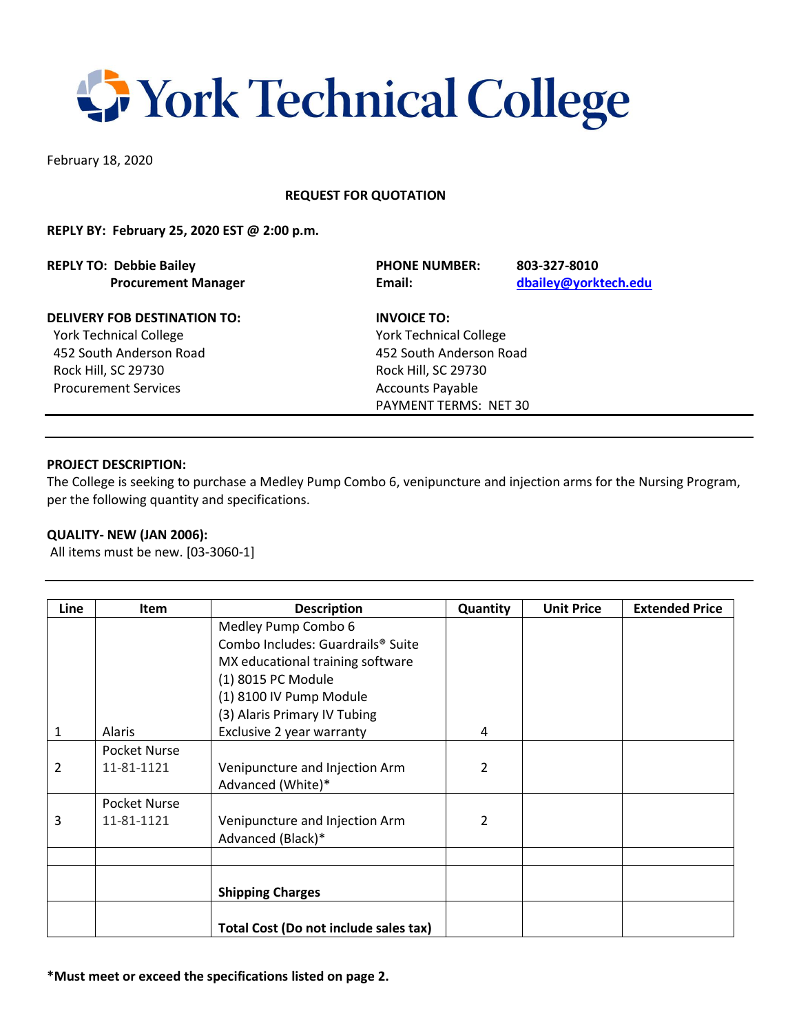# York Technical College

February 18, 2020

**REQUEST FOR QUOTATION**

**REPLY BY: February 25, 2020 EST @ 2:00 p.m.**

**REPLY TO: Debbie Bailey**
**Procurement Manager**

**PHONE NUMBER:** **803-327-8010**
**Email:** **dbailey@yorktech.edu**

**DELIVERY FOB DESTINATION TO:**
York Technical College
452 South Anderson Road
Rock Hill, SC 29730
Procurement Services

**INVOICE TO:**
York Technical College
452 South Anderson Road
Rock Hill, SC 29730
Accounts Payable
PAYMENT TERMS: NET 30

**PROJECT DESCRIPTION:**
The College is seeking to purchase a Medley Pump Combo 6, venipuncture and injection arms for the Nursing Program, per the following quantity and specifications.

**QUALITY- NEW (JAN 2006):**
All items must be new. [03-3060-1]

| Line | Item | Description | Quantity | Unit Price | Extended Price |
|---|---|---|---|---|---|
| 1 | Alaris | Medley Pump Combo 6<br>Combo Includes: Guardrails® Suite MX educational training software<br>(1) 8015 PC Module<br>(1) 8100 IV Pump Module<br>(3) Alaris Primary IV Tubing<br>Exclusive 2 year warranty | 4 | | |
| 2 | Pocket Nurse 11-81-1121 | Venipuncture and Injection Arm Advanced (White)* | 2 | | |
| 3 | Pocket Nurse 11-81-1121 | Venipuncture and Injection Arm Advanced (Black)* | 2 | | |
| | | | | | |
| | | **Shipping Charges** | | | |
| | | **Total Cost (Do not include sales tax)** | | | |

**\*Must meet or exceed the specifications listed on page 2.**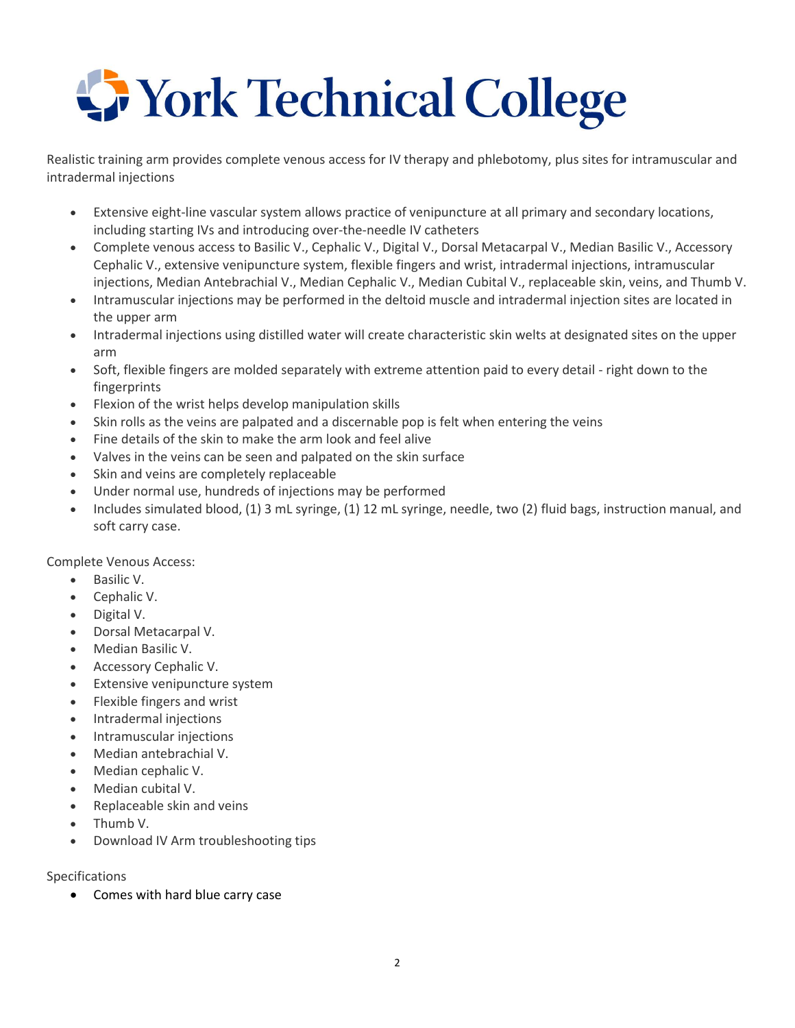# York Technical College

Realistic training arm provides complete venous access for IV therapy and phlebotomy, plus sites for intramuscular and intradermal injections

- Extensive eight-line vascular system allows practice of venipuncture at all primary and secondary locations, including starting IVs and introducing over-the-needle IV catheters
- Complete venous access to Basilic V., Cephalic V., Digital V., Dorsal Metacarpal V., Median Basilic V., Accessory Cephalic V., extensive venipuncture system, flexible fingers and wrist, intradermal injections, intramuscular injections, Median Antebrachial V., Median Cephalic V., Median Cubital V., replaceable skin, veins, and Thumb V.
- Intramuscular injections may be performed in the deltoid muscle and intradermal injection sites are located in the upper arm
- Intradermal injections using distilled water will create characteristic skin welts at designated sites on the upper arm
- Soft, flexible fingers are molded separately with extreme attention paid to every detail - right down to the fingerprints
- Flexion of the wrist helps develop manipulation skills
- Skin rolls as the veins are palpated and a discernable pop is felt when entering the veins
- Fine details of the skin to make the arm look and feel alive
- Valves in the veins can be seen and palpated on the skin surface
- Skin and veins are completely replaceable
- Under normal use, hundreds of injections may be performed
- Includes simulated blood, (1) 3 mL syringe, (1) 12 mL syringe, needle, two (2) fluid bags, instruction manual, and soft carry case.

Complete Venous Access:

- Basilic V.
- Cephalic V.
- Digital V.
- Dorsal Metacarpal V.
- Median Basilic V.
- Accessory Cephalic V.
- Extensive venipuncture system
- Flexible fingers and wrist
- Intradermal injections
- Intramuscular injections
- Median antebrachial V.
- Median cephalic V.
- Median cubital V.
- Replaceable skin and veins
- Thumb V.
- Download IV Arm troubleshooting tips

Specifications

- Comes with hard blue carry case